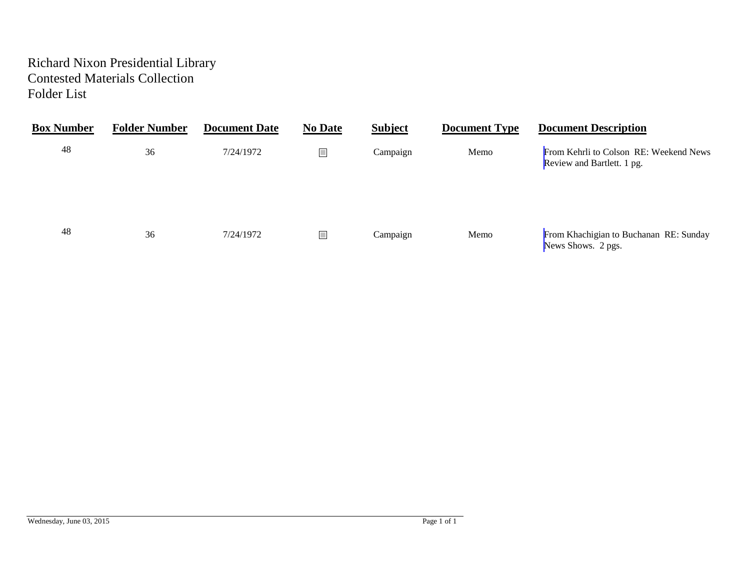Richard Nixon Presidential Library
Contested Materials Collection
Folder List

| Box Number | Folder Number | Document Date | No Date | Subject | Document Type | Document Description |
| --- | --- | --- | --- | --- | --- | --- |
| 48 | 36 | 7/24/1972 | ☐ | Campaign | Memo | From Kehrli to Colson RE: Weekend News Review and Bartlett. 1 pg. |
| 48 | 36 | 7/24/1972 | ☐ | Campaign | Memo | From Khachigian to Buchanan RE: Sunday News Shows. 2 pgs. |

Wednesday, June 03, 2015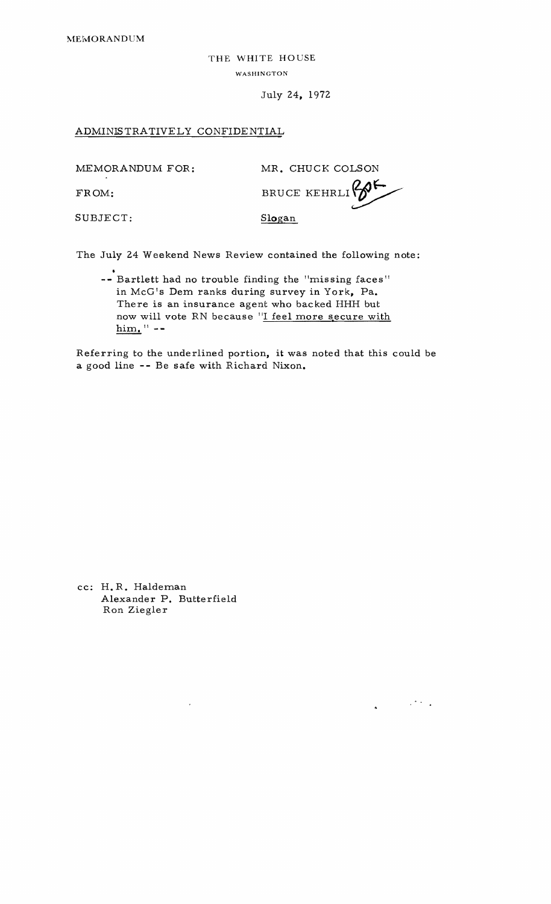MEMORANDUM

THE WHITE HOUSE

WASHINGTON

July 24, 1972

ADMINISTRATIVELY CONFIDENTIAL

MEMORANDUM FOR: MR. CHUCK COLSON

FROM: BRUCE KEHRLI

SUBJECT: Slogan

The July 24 Weekend News Review contained the following note:

> -- Bartlett had no trouble finding the "missing faces" in McG's Dem ranks during survey in York, Pa. There is an insurance agent who backed HHH but now will vote RN because "I feel more secure with him." --

Referring to the underlined portion, it was noted that this could be a good line -- Be safe with Richard Nixon.

cc: H.R. Haldeman
Alexander P. Butterfield
Ron Ziegler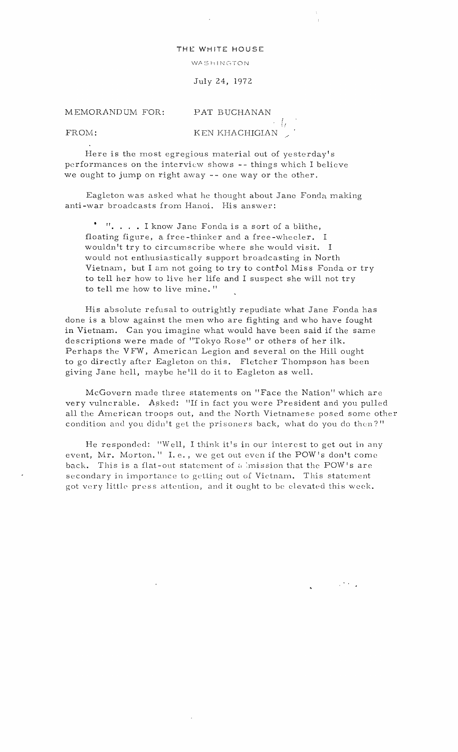THE WHITE HOUSE

WASHINGTON

July 24, 1972

MEMORANDUM FOR: PAT BUCHANAN

FROM: KEN KHACHIGIAN

Here is the most egregious material out of yesterday's performances on the interview shows -- things which I believe we ought to jump on right away -- one way or the other.

Eagleton was asked what he thought about Jane Fonda making anti-war broadcasts from Hanoi. His answer:

> ". . . . I know Jane Fonda is a sort of a blithe, floating figure, a free-thinker and a free-wheeler. I wouldn't try to circumscribe where she would visit. I would not enthusiastically support broadcasting in North Vietnam, but I am not going to try to control Miss Fonda or try to tell her how to live her life and I suspect she will not try to tell me how to live mine."

His absolute refusal to outrightly repudiate what Jane Fonda has done is a blow against the men who are fighting and who have fought in Vietnam. Can you imagine what would have been said if the same descriptions were made of "Tokyo Rose" or others of her ilk. Perhaps the VFW, American Legion and several on the Hill ought to go directly after Eagleton on this. Fletcher Thompson has been giving Jane hell, maybe he'll do it to Eagleton as well.

McGovern made three statements on "Face the Nation" which are very vulnerable. Asked: "If in fact you were President and you pulled all the American troops out, and the North Vietnamese posed some other condition and you didn't get the prisoners back, what do you do then?"

He responded: "Well, I think it's in our interest to get out in any event, Mr. Morton." I.e., we get out even if the POW's don't come back. This is a flat-out statement of admission that the POW's are secondary in importance to getting out of Vietnam. This statement got very little press attention, and it ought to be elevated this week.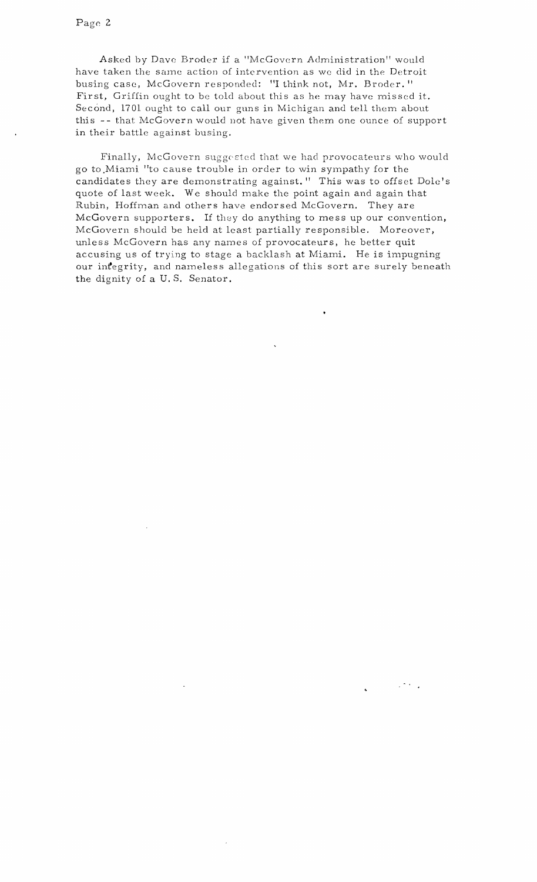Asked by Dave Broder if a "McGovern Administration" would have taken the same action of intervention as we did in the Detroit busing case, McGovern responded: "I think not, Mr. Broder." First, Griffin ought to be told about this as he may have missed it. Second, 1701 ought to call our guns in Michigan and tell them about this -- that McGovern would not have given them one ounce of support in their battle against busing.

Finally, McGovern suggested that we had provocateurs who would go to Miami "to cause trouble in order to win sympathy for the candidates they are demonstrating against." This was to offset Dole's quote of last week. We should make the point again and again that Rubin, Hoffman and others have endorsed McGovern. They are McGovern supporters. If they do anything to mess up our convention, McGovern should be held at least partially responsible. Moreover, unless McGovern has any names of provocateurs, he better quit accusing us of trying to stage a backlash at Miami. He is impugning our integrity, and nameless allegations of this sort are surely beneath the dignity of a U.S. Senator.